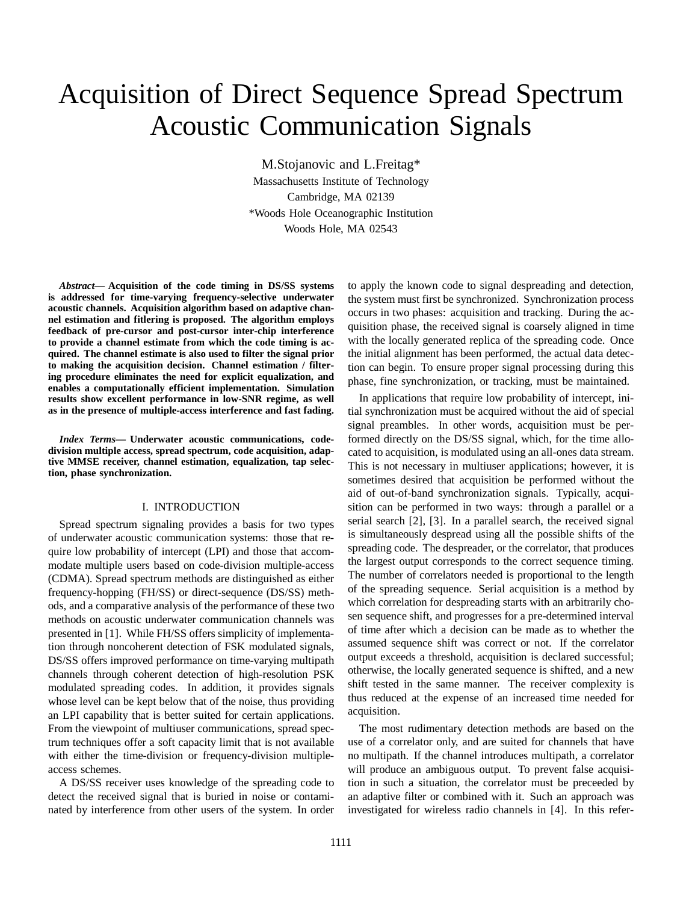# Acquisition of Direct Sequence Spread Spectrum Acoustic Communication Signals

M.Stojanovic and L.Freitag*
Massachusetts Institute of Technology
Cambridge, MA 02139
*Woods Hole Oceanographic Institution
Woods Hole, MA 02543

***Abstract*— Acquisition of the code timing in DS/SS systems is addressed for time-varying frequency-selective underwater acoustic channels. Acquisition algorithm based on adaptive channel estimation and fitlering is proposed. The algorithm employs feedback of pre-cursor and post-cursor inter-chip interference to provide a channel estimate from which the code timing is acquired. The channel estimate is also used to filter the signal prior to making the acquisition decision. Channel estimation / filtering procedure eliminates the need for explicit equalization, and enables a computationally efficient implementation. Simulation results show excellent performance in low-SNR regime, as well as in the presence of multiple-access interference and fast fading.**

***Index Terms*— Underwater acoustic communications, code-division multiple access, spread spectrum, code acquisition, adaptive MMSE receiver, channel estimation, equalization, tap selection, phase synchronization.**

## I. INTRODUCTION

Spread spectrum signaling provides a basis for two types of underwater acoustic communication systems: those that require low probability of intercept (LPI) and those that accommodate multiple users based on code-division multiple-access (CDMA). Spread spectrum methods are distinguished as either frequency-hopping (FH/SS) or direct-sequence (DS/SS) methods, and a comparative analysis of the performance of these two methods on acoustic underwater communication channels was presented in [1]. While FH/SS offers simplicity of implementation through noncoherent detection of FSK modulated signals, DS/SS offers improved performance on time-varying multipath channels through coherent detection of high-resolution PSK modulated spreading codes. In addition, it provides signals whose level can be kept below that of the noise, thus providing an LPI capability that is better suited for certain applications. From the viewpoint of multiuser communications, spread spectrum techniques offer a soft capacity limit that is not available with either the time-division or frequency-division multiple-access schemes.

A DS/SS receiver uses knowledge of the spreading code to detect the received signal that is buried in noise or contaminated by interference from other users of the system. In order to apply the known code to signal despreading and detection, the system must first be synchronized. Synchronization process occurs in two phases: acquisition and tracking. During the acquisition phase, the received signal is coarsely aligned in time with the locally generated replica of the spreading code. Once the initial alignment has been performed, the actual data detection can begin. To ensure proper signal processing during this phase, fine synchronization, or tracking, must be maintained.

In applications that require low probability of intercept, initial synchronization must be acquired without the aid of special signal preambles. In other words, acquisition must be performed directly on the DS/SS signal, which, for the time allocated to acquisition, is modulated using an all-ones data stream. This is not necessary in multiuser applications; however, it is sometimes desired that acquisition be performed without the aid of out-of-band synchronization signals. Typically, acquisition can be performed in two ways: through a parallel or a serial search [2], [3]. In a parallel search, the received signal is simultaneously despread using all the possible shifts of the spreading code. The despreader, or the correlator, that produces the largest output corresponds to the correct sequence timing. The number of correlators needed is proportional to the length of the spreading sequence. Serial acquisition is a method by which correlation for despreading starts with an arbitrarily chosen sequence shift, and progresses for a pre-determined interval of time after which a decision can be made as to whether the assumed sequence shift was correct or not. If the correlator output exceeds a threshold, acquisition is declared successful; otherwise, the locally generated sequence is shifted, and a new shift tested in the same manner. The receiver complexity is thus reduced at the expense of an increased time needed for acquisition.

The most rudimentary detection methods are based on the use of a correlator only, and are suited for channels that have no multipath. If the channel introduces multipath, a correlator will produce an ambiguous output. To prevent false acquisition in such a situation, the correlator must be preceeded by an adaptive filter or combined with it. Such an approach was investigated for wireless radio channels in [4]. In this refer-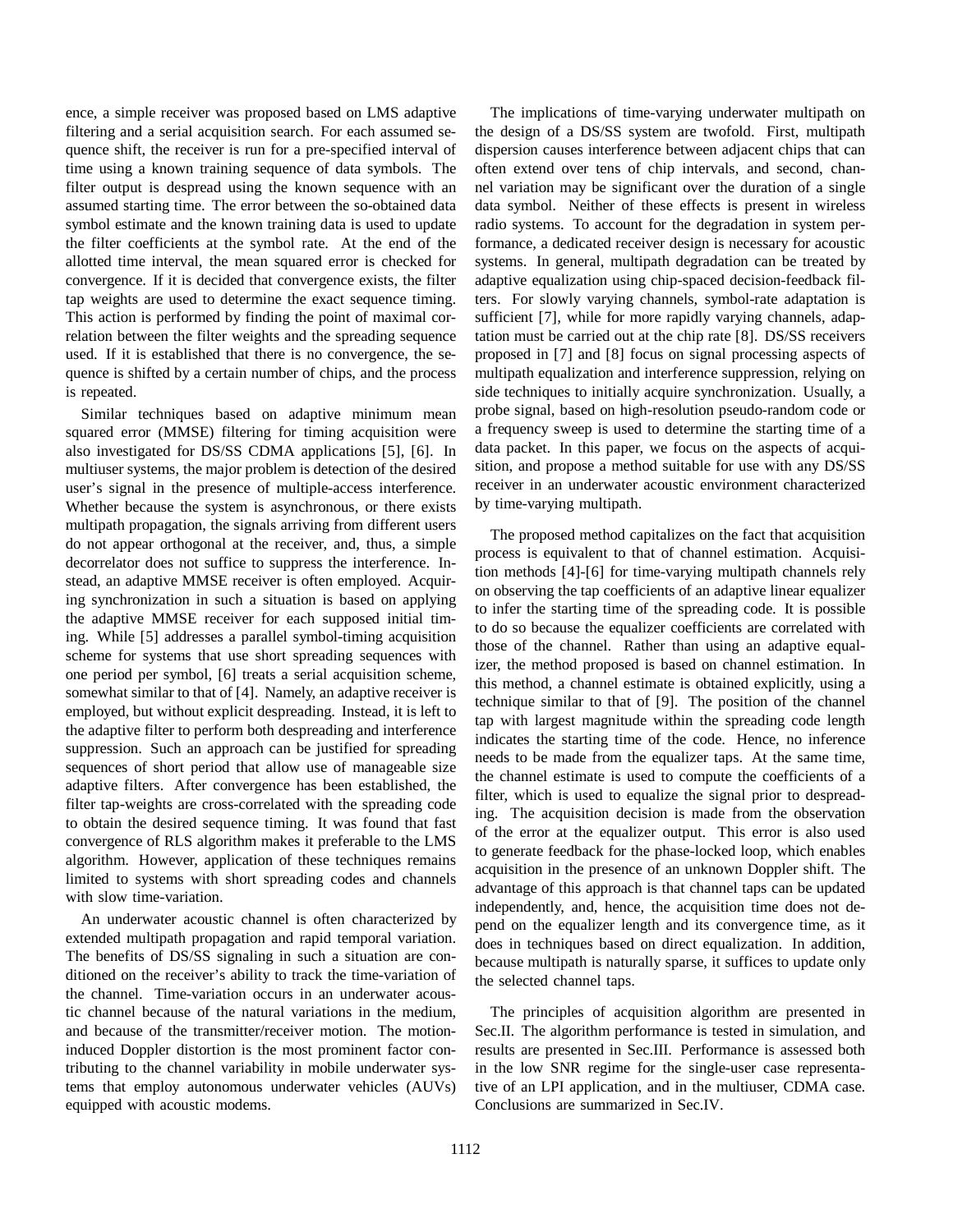ence, a simple receiver was proposed based on LMS adaptive filtering and a serial acquisition search. For each assumed sequence shift, the receiver is run for a pre-specified interval of time using a known training sequence of data symbols. The filter output is despread using the known sequence with an assumed starting time. The error between the so-obtained data symbol estimate and the known training data is used to update the filter coefficients at the symbol rate. At the end of the allotted time interval, the mean squared error is checked for convergence. If it is decided that convergence exists, the filter tap weights are used to determine the exact sequence timing. This action is performed by finding the point of maximal correlation between the filter weights and the spreading sequence used. If it is established that there is no convergence, the sequence is shifted by a certain number of chips, and the process is repeated.

Similar techniques based on adaptive minimum mean squared error (MMSE) filtering for timing acquisition were also investigated for DS/SS CDMA applications [5], [6]. In multiuser systems, the major problem is detection of the desired user's signal in the presence of multiple-access interference. Whether because the system is asynchronous, or there exists multipath propagation, the signals arriving from different users do not appear orthogonal at the receiver, and, thus, a simple decorrelator does not suffice to suppress the interference. Instead, an adaptive MMSE receiver is often employed. Acquiring synchronization in such a situation is based on applying the adaptive MMSE receiver for each supposed initial timing. While [5] addresses a parallel symbol-timing acquisition scheme for systems that use short spreading sequences with one period per symbol, [6] treats a serial acquisition scheme, somewhat similar to that of [4]. Namely, an adaptive receiver is employed, but without explicit despreading. Instead, it is left to the adaptive filter to perform both despreading and interference suppression. Such an approach can be justified for spreading sequences of short period that allow use of manageable size adaptive filters. After convergence has been established, the filter tap-weights are cross-correlated with the spreading code to obtain the desired sequence timing. It was found that fast convergence of RLS algorithm makes it preferable to the LMS algorithm. However, application of these techniques remains limited to systems with short spreading codes and channels with slow time-variation.

An underwater acoustic channel is often characterized by extended multipath propagation and rapid temporal variation. The benefits of DS/SS signaling in such a situation are conditioned on the receiver's ability to track the time-variation of the channel. Time-variation occurs in an underwater acoustic channel because of the natural variations in the medium, and because of the transmitter/receiver motion. The motion-induced Doppler distortion is the most prominent factor contributing to the channel variability in mobile underwater systems that employ autonomous underwater vehicles (AUVs) equipped with acoustic modems.

The implications of time-varying underwater multipath on the design of a DS/SS system are twofold. First, multipath dispersion causes interference between adjacent chips that can often extend over tens of chip intervals, and second, channel variation may be significant over the duration of a single data symbol. Neither of these effects is present in wireless radio systems. To account for the degradation in system performance, a dedicated receiver design is necessary for acoustic systems. In general, multipath degradation can be treated by adaptive equalization using chip-spaced decision-feedback filters. For slowly varying channels, symbol-rate adaptation is sufficient [7], while for more rapidly varying channels, adaptation must be carried out at the chip rate [8]. DS/SS receivers proposed in [7] and [8] focus on signal processing aspects of multipath equalization and interference suppression, relying on side techniques to initially acquire synchronization. Usually, a probe signal, based on high-resolution pseudo-random code or a frequency sweep is used to determine the starting time of a data packet. In this paper, we focus on the aspects of acquisition, and propose a method suitable for use with any DS/SS receiver in an underwater acoustic environment characterized by time-varying multipath.

The proposed method capitalizes on the fact that acquisition process is equivalent to that of channel estimation. Acquisition methods [4]-[6] for time-varying multipath channels rely on observing the tap coefficients of an adaptive linear equalizer to infer the starting time of the spreading code. It is possible to do so because the equalizer coefficients are correlated with those of the channel. Rather than using an adaptive equalizer, the method proposed is based on channel estimation. In this method, a channel estimate is obtained explicitly, using a technique similar to that of [9]. The position of the channel tap with largest magnitude within the spreading code length indicates the starting time of the code. Hence, no inference needs to be made from the equalizer taps. At the same time, the channel estimate is used to compute the coefficients of a filter, which is used to equalize the signal prior to despreading. The acquisition decision is made from the observation of the error at the equalizer output. This error is also used to generate feedback for the phase-locked loop, which enables acquisition in the presence of an unknown Doppler shift. The advantage of this approach is that channel taps can be updated independently, and, hence, the acquisition time does not depend on the equalizer length and its convergence time, as it does in techniques based on direct equalization. In addition, because multipath is naturally sparse, it suffices to update only the selected channel taps.

The principles of acquisition algorithm are presented in Sec.II. The algorithm performance is tested in simulation, and results are presented in Sec.III. Performance is assessed both in the low SNR regime for the single-user case representative of an LPI application, and in the multiuser, CDMA case. Conclusions are summarized in Sec.IV.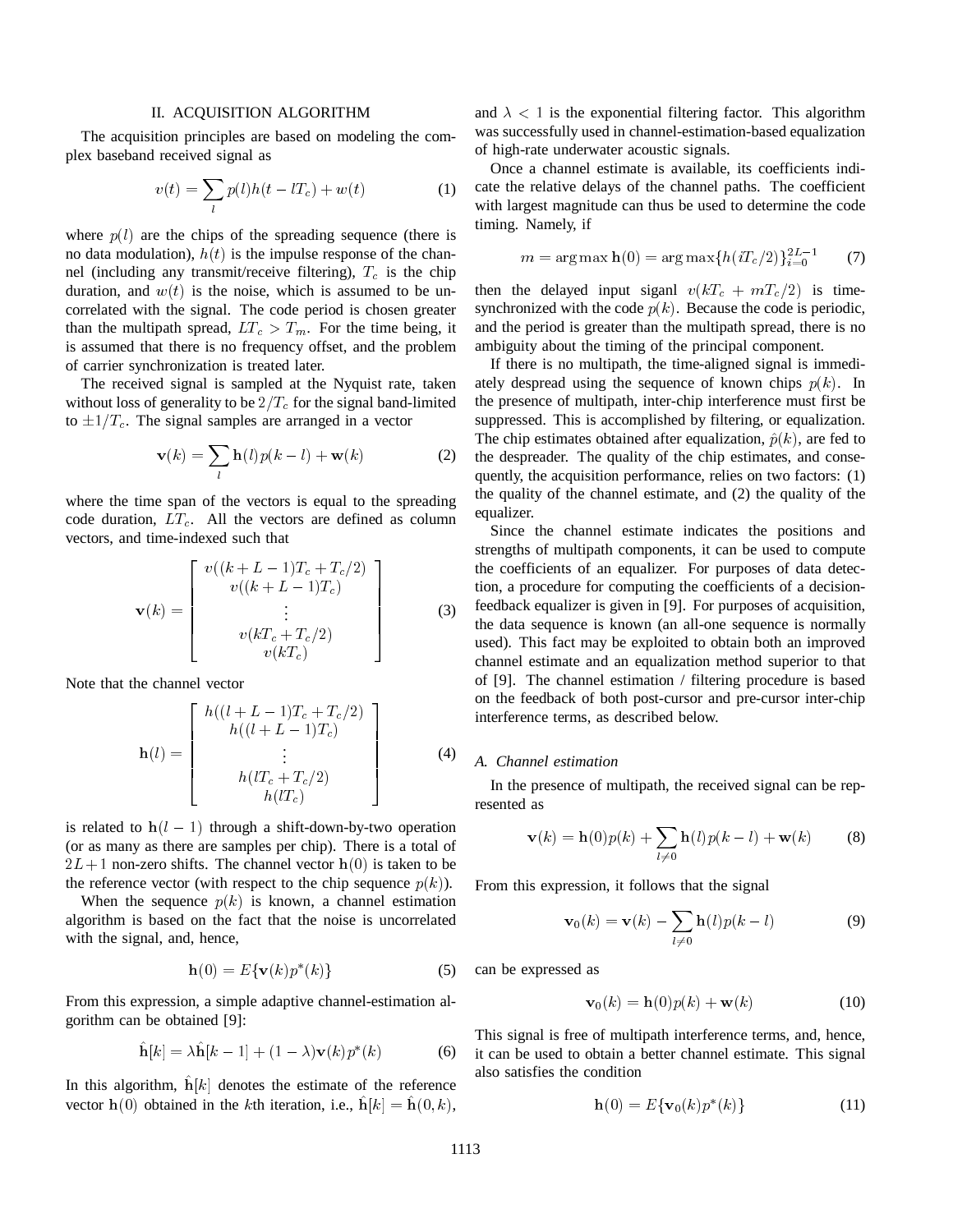## II. ACQUISITION ALGORITHM

The acquisition principles are based on modeling the complex baseband received signal as

$$v(t) = \sum_l p(l)h(t - lT_c) + w(t) \tag{1}$$

where $p(l)$ are the chips of the spreading sequence (there is no data modulation), $h(t)$ is the impulse response of the channel (including any transmit/receive filtering), $T_c$ is the chip duration, and $w(t)$ is the noise, which is assumed to be uncorrelated with the signal. The code period is chosen greater than the multipath spread, $LT_c > T_m$. For the time being, it is assumed that there is no frequency offset, and the problem of carrier synchronization is treated later.

The received signal is sampled at the Nyquist rate, taken without loss of generality to be $2/T_c$ for the signal band-limited to $\pm 1/T_c$. The signal samples are arranged in a vector

$$\mathbf{v}(k) = \sum_l \mathbf{h}(l)p(k - l) + \mathbf{w}(k) \tag{2}$$

where the time span of the vectors is equal to the spreading code duration, $LT_c$. All the vectors are defined as column vectors, and time-indexed such that

$$\mathbf{v}(k) = \begin{bmatrix} v((k + L - 1)T_c + T_c/2) \\ v((k + L - 1)T_c) \\ \vdots \\ v(kT_c + T_c/2) \\ v(kT_c) \end{bmatrix} \tag{3}$$

Note that the channel vector

$$\mathbf{h}(l) = \begin{bmatrix} h((l + L - 1)T_c + T_c/2) \\ h((l + L - 1)T_c) \\ \vdots \\ h(lT_c + T_c/2) \\ h(lT_c) \end{bmatrix} \tag{4}$$

is related to $\mathbf{h}(l - 1)$ through a shift-down-by-two operation (or as many as there are samples per chip). There is a total of $2L+1$ non-zero shifts. The channel vector $\mathbf{h}(0)$ is taken to be the reference vector (with respect to the chip sequence $p(k)$).

When the sequence $p(k)$ is known, a channel estimation algorithm is based on the fact that the noise is uncorrelated with the signal, and, hence,

$$\mathbf{h}(0) = E\{\mathbf{v}(k)p^*(k)\} \tag{5}$$

From this expression, a simple adaptive channel-estimation algorithm can be obtained [9]:

$$\hat{\mathbf{h}}[k] = \lambda\hat{\mathbf{h}}[k - 1] + (1 - \lambda)\mathbf{v}(k)p^*(k) \tag{6}$$

In this algorithm, $\hat{\mathbf{h}}[k]$ denotes the estimate of the reference vector $\mathbf{h}(0)$ obtained in the $k$th iteration, i.e., $\hat{\mathbf{h}}[k] = \hat{\mathbf{h}}(0, k)$, and $\lambda < 1$ is the exponential filtering factor. This algorithm was successfully used in channel-estimation-based equalization of high-rate underwater acoustic signals.

Once a channel estimate is available, its coefficients indicate the relative delays of the channel paths. The coefficient with largest magnitude can thus be used to determine the code timing. Namely, if

$$m = \arg\max \mathbf{h}(0) = \arg\max\{h(iT_c/2)\}_{i=0}^{2L-1} \tag{7}$$

then the delayed input siganl $v(kT_c + mT_c/2)$ is time-synchronized with the code $p(k)$. Because the code is periodic, and the period is greater than the multipath spread, there is no ambiguity about the timing of the principal component.

If there is no multipath, the time-aligned signal is immediately despread using the sequence of known chips $p(k)$. In the presence of multipath, inter-chip interference must first be suppressed. This is accomplished by filtering, or equalization. The chip estimates obtained after equalization, $\hat{p}(k)$, are fed to the despreader. The quality of the chip estimates, and consequently, the acquisition performance, relies on two factors: (1) the quality of the channel estimate, and (2) the quality of the equalizer.

Since the channel estimate indicates the positions and strengths of multipath components, it can be used to compute the coefficients of an equalizer. For purposes of data detection, a procedure for computing the coefficients of a decision-feedback equalizer is given in [9]. For purposes of acquisition, the data sequence is known (an all-one sequence is normally used). This fact may be exploited to obtain both an improved channel estimate and an equalization method superior to that of [9]. The channel estimation / filtering procedure is based on the feedback of both post-cursor and pre-cursor inter-chip interference terms, as described below.

### *A. Channel estimation*

In the presence of multipath, the received signal can be represented as

$$\mathbf{v}(k) = \mathbf{h}(0)p(k) + \sum_{l\neq 0}\mathbf{h}(l)p(k - l) + \mathbf{w}(k) \tag{8}$$

From this expression, it follows that the signal

$$\mathbf{v}_0(k) = \mathbf{v}(k) - \sum_{l\neq 0}\mathbf{h}(l)p(k - l) \tag{9}$$

can be expressed as

$$\mathbf{v}_0(k) = \mathbf{h}(0)p(k) + \mathbf{w}(k) \tag{10}$$

This signal is free of multipath interference terms, and, hence, it can be used to obtain a better channel estimate. This signal also satisfies the condition

$$\mathbf{h}(0) = E\{\mathbf{v}_0(k)p^*(k)\} \tag{11}$$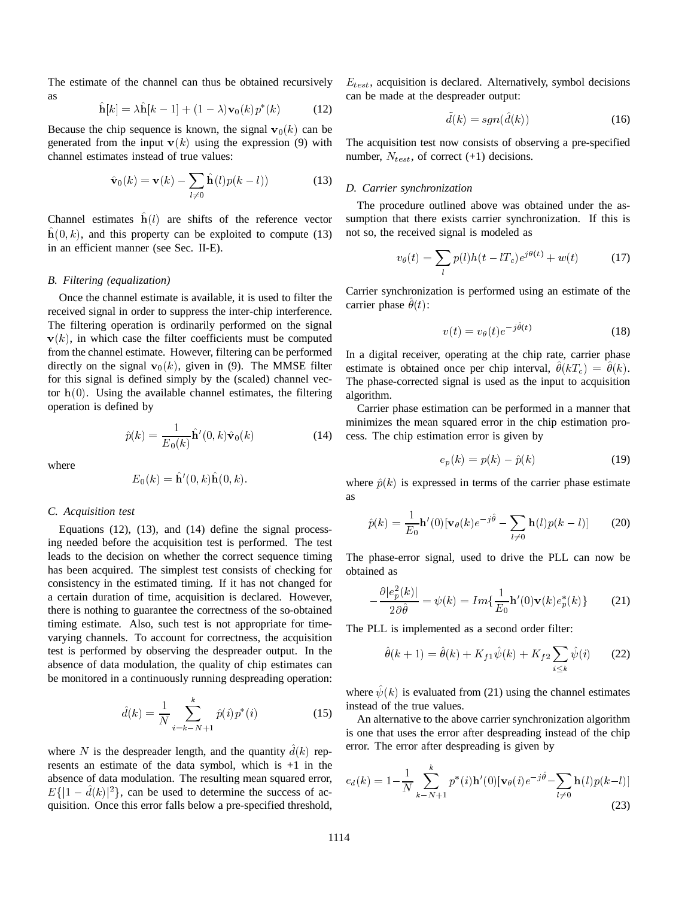The estimate of the channel can thus be obtained recursively as

$$\hat{\mathbf{h}}[k] = \lambda \hat{\mathbf{h}}[k-1] + (1-\lambda)\mathbf{v}_0(k)p^*(k) \qquad (12)$$

Because the chip sequence is known, the signal $\mathbf{v}_0(k)$ can be generated from the input $\mathbf{v}(k)$ using the expression (9) with channel estimates instead of true values:

$$\hat{\mathbf{v}}_0(k) = \mathbf{v}(k) - \sum_{l \neq 0} \hat{\mathbf{h}}(l)p(k-l)) \qquad (13)$$

Channel estimates $\hat{\mathbf{h}}(l)$ are shifts of the reference vector $\hat{\mathbf{h}}(0,k)$, and this property can be exploited to compute (13) in an efficient manner (see Sec. II-E).

### B. Filtering (equalization)

Once the channel estimate is available, it is used to filter the received signal in order to suppress the inter-chip interference. The filtering operation is ordinarily performed on the signal $\mathbf{v}(k)$, in which case the filter coefficients must be computed from the channel estimate. However, filtering can be performed directly on the signal $\mathbf{v}_0(k)$, given in (9). The MMSE filter for this signal is defined simply by the (scaled) channel vector $\mathbf{h}(0)$. Using the available channel estimates, the filtering operation is defined by

$$\hat{p}(k) = \frac{1}{E_0(k)} \hat{\mathbf{h}}'(0,k)\hat{\mathbf{v}}_0(k) \qquad (14)$$

where

$$E_0(k) = \hat{\mathbf{h}}'(0,k)\hat{\mathbf{h}}(0,k).$$

### C. Acquisition test

Equations (12), (13), and (14) define the signal processing needed before the acquisition test is performed. The test leads to the decision on whether the correct sequence timing has been acquired. The simplest test consists of checking for consistency in the estimated timing. If it has not changed for a certain duration of time, acquisition is declared. However, there is nothing to guarantee the correctness of the so-obtained timing estimate. Also, such test is not appropriate for time-varying channels. To account for correctness, the acquisition test is performed by observing the despreader output. In the absence of data modulation, the quality of chip estimates can be monitored in a continuously running despreading operation:

$$\hat{d}(k) = \frac{1}{N} \sum_{i=k-N+1}^{k} \hat{p}(i)p^*(i) \qquad (15)$$

where $N$ is the despreader length, and the quantity $\hat{d}(k)$ represents an estimate of the data symbol, which is +1 in the absence of data modulation. The resulting mean squared error, $E\{|1-\hat{d}(k)|^2\}$, can be used to determine the success of acquisition. Once this error falls below a pre-specified threshold, $E_{test}$, acquisition is declared. Alternatively, symbol decisions can be made at the despreader output:

$$\tilde{d}(k) = sgn(\hat{d}(k)) \qquad (16)$$

The acquisition test now consists of observing a pre-specified number, $N_{test}$, of correct (+1) decisions.

### D. Carrier synchronization

The procedure outlined above was obtained under the assumption that there exists carrier synchronization. If this is not so, the received signal is modeled as

$$v_\theta(t) = \sum_l p(l)h(t-lT_c)e^{j\theta(t)} + w(t) \qquad (17)$$

Carrier synchronization is performed using an estimate of the carrier phase $\hat{\theta}(t)$:

$$v(t) = v_\theta(t)e^{-j\hat{\theta}(t)} \qquad (18)$$

In a digital receiver, operating at the chip rate, carrier phase estimate is obtained once per chip interval, $\hat{\theta}(kT_c) = \hat{\theta}(k)$. The phase-corrected signal is used as the input to acquisition algorithm.

Carrier phase estimation can be performed in a manner that minimizes the mean squared error in the chip estimation process. The chip estimation error is given by

$$e_p(k) = p(k) - \hat{p}(k) \qquad (19)$$

where $\hat{p}(k)$ is expressed in terms of the carrier phase estimate as

$$\hat{p}(k) = \frac{1}{E_0}\mathbf{h}'(0)[\mathbf{v}_\theta(k)e^{-j\hat{\theta}} - \sum_{l\neq 0}\mathbf{h}(l)p(k-l)] \qquad (20)$$

The phase-error signal, used to drive the PLL can now be obtained as

$$-\frac{\partial |e_p^2(k)|}{2\partial\hat{\theta}} = \psi(k) = Im\{\frac{1}{E_0}\mathbf{h}'(0)\mathbf{v}(k)e_p^*(k)\} \qquad (21)$$

The PLL is implemented as a second order filter:

$$\hat{\theta}(k+1) = \hat{\theta}(k) + K_{f1}\hat{\psi}(k) + K_{f2}\sum_{i\leq k}\hat{\psi}(i) \qquad (22)$$

where $\hat{\psi}(k)$ is evaluated from (21) using the channel estimates instead of the true values.

An alternative to the above carrier synchronization algorithm is one that uses the error after despreading instead of the chip error. The error after despreading is given by

$$e_d(k) = 1 - \frac{1}{N}\sum_{k-N+1}^{k} p^*(i)\mathbf{h}'(0)[\mathbf{v}_\theta(i)e^{-j\hat{\theta}} - \sum_{l\neq 0}\mathbf{h}(l)p(k-l)] \qquad (23)$$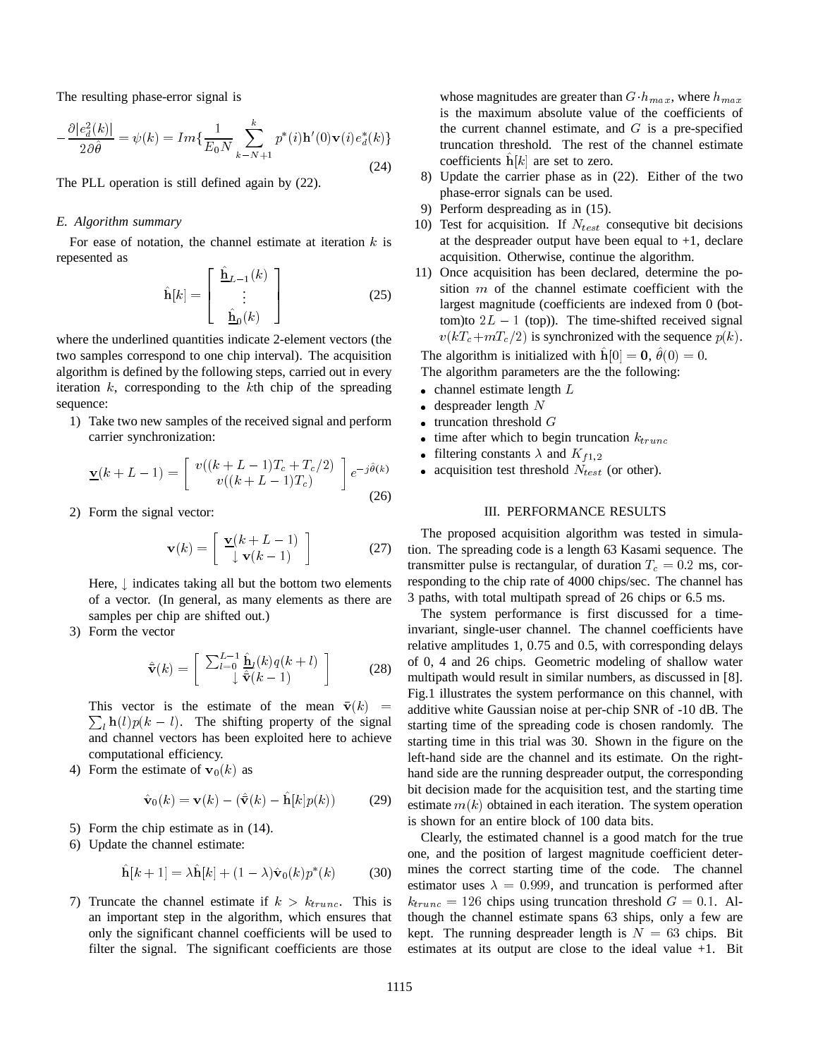The resulting phase-error signal is

$$-\frac{\partial |e_d^2(k)|}{2\partial\hat{\theta}} = \psi(k) = Im\{\frac{1}{E_0 N}\sum_{k-N+1}^{k} p^*(i)\mathbf{h}'(0)\mathbf{v}(i)e_d^*(k)\} \tag{24}$$

The PLL operation is still defined again by (22).

### E. Algorithm summary

For ease of notation, the channel estimate at iteration $k$ is repesented as

$$\hat{\mathbf{h}}[k] = \begin{bmatrix} \hat{\underline{\mathbf{h}}}_{L-1}(k) \\ \vdots \\ \hat{\underline{\mathbf{h}}}_0(k) \end{bmatrix} \tag{25}$$

where the underlined quantities indicate 2-element vectors (the two samples correspond to one chip interval). The acquisition algorithm is defined by the following steps, carried out in every iteration $k$, corresponding to the $k$th chip of the spreading sequence:

1) Take two new samples of the received signal and perform carrier synchronization:

$$\underline{\mathbf{v}}(k+L-1) = \begin{bmatrix} v((k+L-1)T_c + T_c/2) \\ v((k+L-1)T_c) \end{bmatrix} e^{-j\hat{\theta}(k)} \tag{26}$$

2) Form the signal vector:

$$\mathbf{v}(k) = \begin{bmatrix} \underline{\mathbf{v}}(k+L-1) \\ \downarrow \mathbf{v}(k-1) \end{bmatrix} \tag{27}$$

Here, $\downarrow$ indicates taking all but the bottom two elements of a vector. (In general, as many elements as there are samples per chip are shifted out.)

3) Form the vector

$$\hat{\bar{\mathbf{v}}}(k) = \begin{bmatrix} \sum_{l=0}^{L-1} \hat{\underline{\mathbf{h}}}_l(k)q(k+l) \\ \downarrow \hat{\bar{\mathbf{v}}}(k-1) \end{bmatrix} \tag{28}$$

This vector is the estimate of the mean $\bar{\mathbf{v}}(k) = \sum_l \mathbf{h}(l)p(k-l)$. The shifting property of the signal and channel vectors has been exploited here to achieve computational efficiency.

4) Form the estimate of $\mathbf{v}_0(k)$ as

$$\hat{\mathbf{v}}_0(k) = \mathbf{v}(k) - (\hat{\bar{\mathbf{v}}}(k) - \hat{\mathbf{h}}[k]p(k)) \tag{29}$$

5) Form the chip estimate as in (14).

6) Update the channel estimate:

$$\hat{\mathbf{h}}[k+1] = \lambda\hat{\mathbf{h}}[k] + (1-\lambda)\hat{\mathbf{v}}_0(k)p^*(k) \tag{30}$$

7) Truncate the channel estimate if $k > k_{trunc}$. This is an important step in the algorithm, which ensures that only the significant channel coefficients will be used to filter the signal. The significant coefficients are those whose magnitudes are greater than $G \cdot h_{max}$, where $h_{max}$ is the maximum absolute value of the coefficients of the current channel estimate, and $G$ is a pre-specified truncation threshold. The rest of the channel estimate coefficients $\hat{\mathbf{h}}[k]$ are set to zero.

8) Update the carrier phase as in (22). Either of the two phase-error signals can be used.

9) Perform despreading as in (15).

10) Test for acquisition. If $N_{test}$ consequtive bit decisions at the despreader output have been equal to +1, declare acquisition. Otherwise, continue the algorithm.

11) Once acquisition has been declared, determine the position $m$ of the channel estimate coefficient with the largest magnitude (coefficients are indexed from 0 (bottom)to $2L-1$ (top)). The time-shifted received signal $v(kT_c + mT_c/2)$ is synchronized with the sequence $p(k)$.

The algorithm is initialized with $\hat{\mathbf{h}}[0] = \mathbf{0}$, $\hat{\theta}(0) = 0$.

The algorithm parameters are the the following:

- channel estimate length $L$
- despreader length $N$
- truncation threshold $G$
- time after which to begin truncation $k_{trunc}$
- filtering constants $\lambda$ and $K_{f1,2}$
- acquisition test threshold $N_{test}$ (or other).

## III. PERFORMANCE RESULTS

The proposed acquisition algorithm was tested in simulation. The spreading code is a length 63 Kasami sequence. The transmitter pulse is rectangular, of duration $T_c = 0.2$ ms, corresponding to the chip rate of 4000 chips/sec. The channel has 3 paths, with total multipath spread of 26 chips or 6.5 ms.

The system performance is first discussed for a time-invariant, single-user channel. The channel coefficients have relative amplitudes 1, 0.75 and 0.5, with corresponding delays of 0, 4 and 26 chips. Geometric modeling of shallow water multipath would result in similar numbers, as discussed in [8]. Fig.1 illustrates the system performance on this channel, with additive white Gaussian noise at per-chip SNR of -10 dB. The starting time of the spreading code is chosen randomly. The starting time in this trial was 30. Shown in the figure on the left-hand side are the channel and its estimate. On the right-hand side are the running despreader output, the corresponding bit decision made for the acquisition test, and the starting time estimate $m(k)$ obtained in each iteration. The system operation is shown for an entire block of 100 data bits.

Clearly, the estimated channel is a good match for the true one, and the position of largest magnitude coefficient determines the correct starting time of the code. The channel estimator uses $\lambda = 0.999$, and truncation is performed after $k_{trunc} = 126$ chips using truncation threshold $G = 0.1$. Although the channel estimate spans 63 ships, only a few are kept. The running despreader length is $N = 63$ chips. Bit estimates at its output are close to the ideal value +1. Bit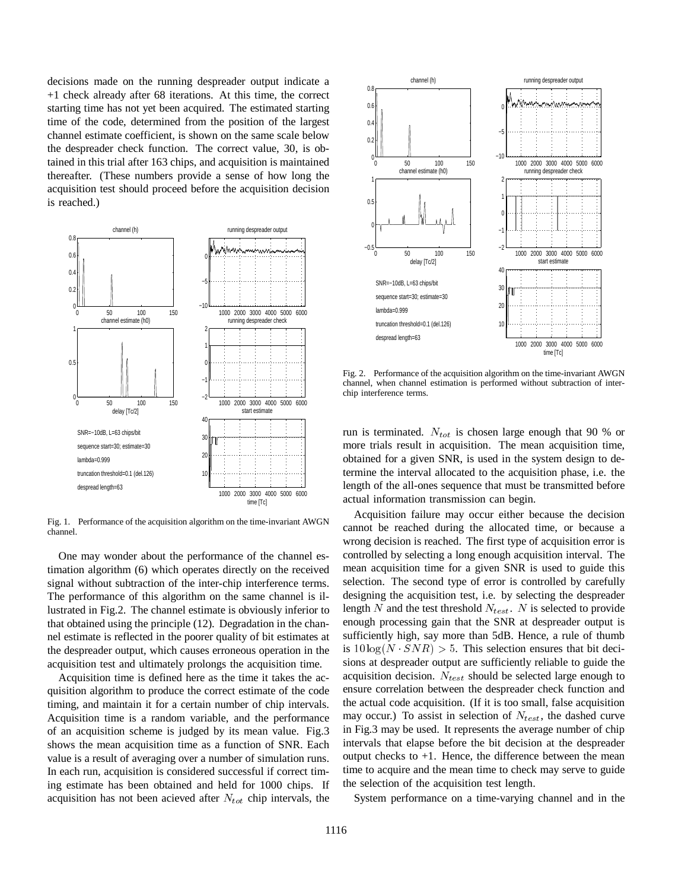decisions made on the running despreader output indicate a +1 check already after 68 iterations. At this time, the correct starting time has not yet been acquired. The estimated starting time of the code, determined from the position of the largest channel estimate coefficient, is shown on the same scale below the despreader check function. The correct value, 30, is obtained in this trial after 163 chips, and acquisition is maintained thereafter. (These numbers provide a sense of how long the acquisition test should proceed before the acquisition decision is reached.)

Fig. 1. Performance of the acquisition algorithm on the time-invariant AWGN channel.

One may wonder about the performance of the channel estimation algorithm (6) which operates directly on the received signal without subtraction of the inter-chip interference terms. The performance of this algorithm on the same channel is illustrated in Fig.2. The channel estimate is obviously inferior to that obtained using the principle (12). Degradation in the channel estimate is reflected in the poorer quality of bit estimates at the despreader output, which causes erroneous operation in the acquisition test and ultimately prolongs the acquisition time.

Acquisition time is defined here as the time it takes the acquisition algorithm to produce the correct estimate of the code timing, and maintain it for a certain number of chip intervals. Acquisition time is a random variable, and the performance of an acquisition scheme is judged by its mean value. Fig.3 shows the mean acquisition time as a function of SNR. Each value is a result of averaging over a number of simulation runs. In each run, acquisition is considered successful if correct timing estimate has been obtained and held for 1000 chips. If acquisition has not been acieved after $N_{tot}$ chip intervals, the run is terminated. $N_{tot}$ is chosen large enough that 90 % or more trials result in acquisition. The mean acquisition time, obtained for a given SNR, is used in the system design to determine the interval allocated to the acquisition phase, i.e. the length of the all-ones sequence that must be transmitted before actual information transmission can begin.

Fig. 2. Performance of the acquisition algorithm on the time-invariant AWGN channel, when channel estimation is performed without subtraction of inter-chip interference terms.

Acquisition failure may occur either because the decision cannot be reached during the allocated time, or because a wrong decision is reached. The first type of acquisition error is controlled by selecting a long enough acquisition interval. The mean acquisition time for a given SNR is used to guide this selection. The second type of error is controlled by carefully designing the acquisition test, i.e. by selecting the despreader length $N$ and the test threshold $N_{test}$. $N$ is selected to provide enough processing gain that the SNR at despreader output is sufficiently high, say more than 5dB. Hence, a rule of thumb is $10 \log(N \cdot SNR) > 5$. This selection ensures that bit decisions at despreader output are sufficiently reliable to guide the acquisition decision. $N_{test}$ should be selected large enough to ensure correlation between the despreader check function and the actual code acquisition. (If it is too small, false acquisition may occur.) To assist in selection of $N_{test}$, the dashed curve in Fig.3 may be used. It represents the average number of chip intervals that elapse before the bit decision at the despreader output checks to +1. Hence, the difference between the mean time to acquire and the mean time to check may serve to guide the selection of the acquisition test length.

System performance on a time-varying channel and in the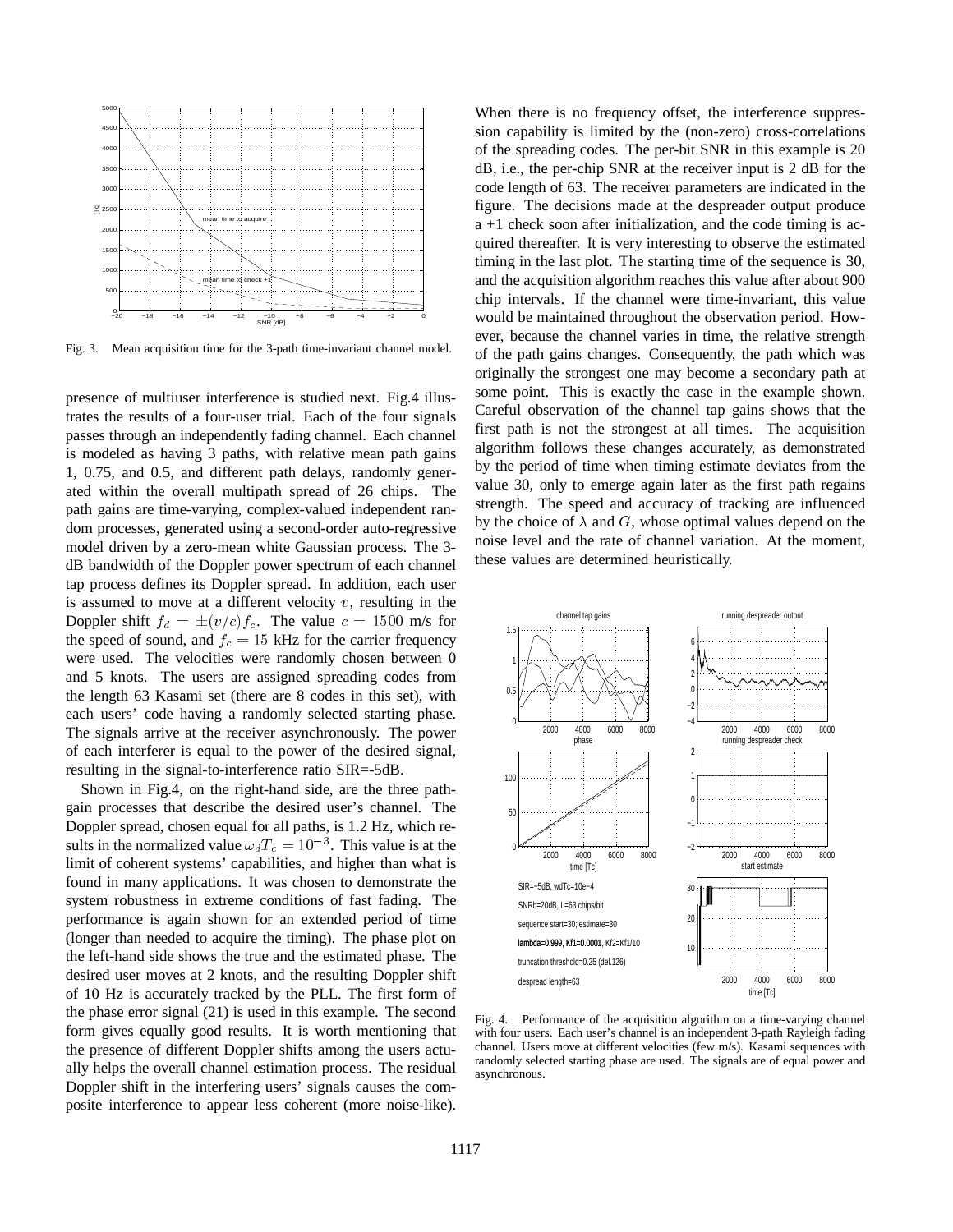Fig. 3. Mean acquisition time for the 3-path time-invariant channel model.

presence of multiuser interference is studied next. Fig.4 illustrates the results of a four-user trial. Each of the four signals passes through an independently fading channel. Each channel is modeled as having 3 paths, with relative mean path gains 1, 0.75, and 0.5, and different path delays, randomly generated within the overall multipath spread of 26 chips. The path gains are time-varying, complex-valued independent random processes, generated using a second-order auto-regressive model driven by a zero-mean white Gaussian process. The 3-dB bandwidth of the Doppler power spectrum of each channel tap process defines its Doppler spread. In addition, each user is assumed to move at a different velocity $v$, resulting in the Doppler shift $f_d = \pm(v/c)f_c$. The value $c = 1500$ m/s for the speed of sound, and $f_c = 15$ kHz for the carrier frequency were used. The velocities were randomly chosen between 0 and 5 knots. The users are assigned spreading codes from the length 63 Kasami set (there are 8 codes in this set), with each users' code having a randomly selected starting phase. The signals arrive at the receiver asynchronously. The power of each interferer is equal to the power of the desired signal, resulting in the signal-to-interference ratio SIR=-5dB.

Shown in Fig.4, on the right-hand side, are the three path-gain processes that describe the desired user's channel. The Doppler spread, chosen equal for all paths, is 1.2 Hz, which results in the normalized value $\omega_d T_c = 10^{-3}$. This value is at the limit of coherent systems' capabilities, and higher than what is found in many applications. It was chosen to demonstrate the system robustness in extreme conditions of fast fading. The performance is again shown for an extended period of time (longer than needed to acquire the timing). The phase plot on the left-hand side shows the true and the estimated phase. The desired user moves at 2 knots, and the resulting Doppler shift of 10 Hz is accurately tracked by the PLL. The first form of the phase error signal (21) is used in this example. The second form gives equally good results. It is worth mentioning that the presence of different Doppler shifts among the users actually helps the overall channel estimation process. The residual Doppler shift in the interfering users' signals causes the composite interference to appear less coherent (more noise-like).

When there is no frequency offset, the interference suppression capability is limited by the (non-zero) cross-correlations of the spreading codes. The per-bit SNR in this example is 20 dB, i.e., the per-chip SNR at the receiver input is 2 dB for the code length of 63. The receiver parameters are indicated in the figure. The decisions made at the despreader output produce a +1 check soon after initialization, and the code timing is acquired thereafter. It is very interesting to observe the estimated timing in the last plot. The starting time of the sequence is 30, and the acquisition algorithm reaches this value after about 900 chip intervals. If the channel were time-invariant, this value would be maintained throughout the observation period. However, because the channel varies in time, the relative strength of the path gains changes. Consequently, the path which was originally the strongest one may become a secondary path at some point. This is exactly the case in the example shown. Careful observation of the channel tap gains shows that the first path is not the strongest at all times. The acquisition algorithm follows these changes accurately, as demonstrated by the period of time when timing estimate deviates from the value 30, only to emerge again later as the first path regains strength. The speed and accuracy of tracking are influenced by the choice of $\lambda$ and $G$, whose optimal values depend on the noise level and the rate of channel variation. At the moment, these values are determined heuristically.

Fig. 4. Performance of the acquisition algorithm on a time-varying channel with four users. Each user's channel is an independent 3-path Rayleigh fading channel. Users move at different velocities (few m/s). Kasami sequences with randomly selected starting phase are used. The signals are of equal power and asynchronous.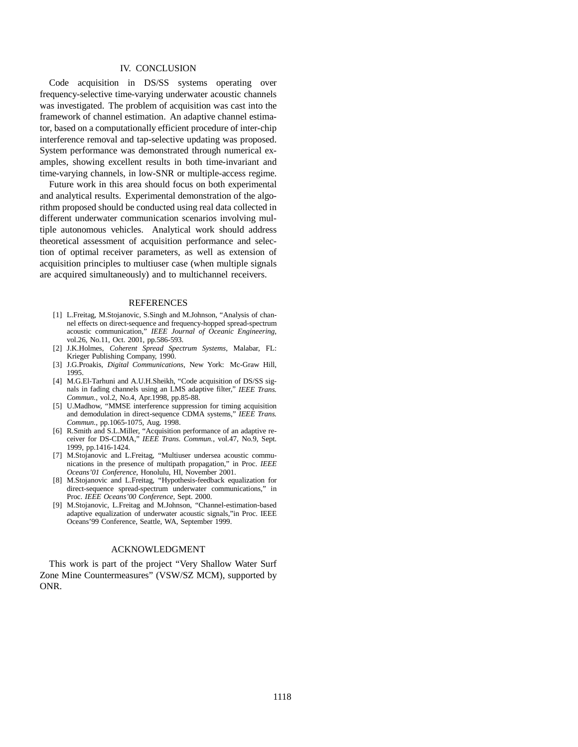## IV. CONCLUSION

Code acquisition in DS/SS systems operating over frequency-selective time-varying underwater acoustic channels was investigated. The problem of acquisition was cast into the framework of channel estimation. An adaptive channel estimator, based on a computationally efficient procedure of inter-chip interference removal and tap-selective updating was proposed. System performance was demonstrated through numerical examples, showing excellent results in both time-invariant and time-varying channels, in low-SNR or multiple-access regime.

Future work in this area should focus on both experimental and analytical results. Experimental demonstration of the algorithm proposed should be conducted using real data collected in different underwater communication scenarios involving multiple autonomous vehicles. Analytical work should address theoretical assessment of acquisition performance and selection of optimal receiver parameters, as well as extension of acquisition principles to multiuser case (when multiple signals are acquired simultaneously) and to multichannel receivers.

## REFERENCES

[1] L.Freitag, M.Stojanovic, S.Singh and M.Johnson, "Analysis of channel effects on direct-sequence and frequency-hopped spread-spectrum acoustic communication," *IEEE Journal of Oceanic Engineering*, vol.26, No.11, Oct. 2001, pp.586-593.

[2] J.K.Holmes, *Coherent Spread Spectrum Systems*, Malabar, FL: Krieger Publishing Company, 1990.

[3] J.G.Proakis, *Digital Communications*, New York: Mc-Graw Hill, 1995.

[4] M.G.El-Tarhuni and A.U.H.Sheikh, "Code acquisition of DS/SS signals in fading channels using an LMS adaptive filter," *IEEE Trans. Commun.*, vol.2, No.4, Apr.1998, pp.85-88.

[5] U.Madhow, "MMSE interference suppression for timing acquisition and demodulation in direct-sequence CDMA systems," *IEEE Trans. Commun.*, pp.1065-1075, Aug. 1998.

[6] R.Smith and S.L.Miller, "Acquisition performance of an adaptive receiver for DS-CDMA," *IEEE Trans. Commun.*, vol.47, No.9, Sept. 1999, pp.1416-1424.

[7] M.Stojanovic and L.Freitag, "Multiuser undersea acoustic communications in the presence of multipath propagation," in Proc. *IEEE Oceans'01 Conference*, Honolulu, HI, November 2001.

[8] M.Stojanovic and L.Freitag, "Hypothesis-feedback equalization for direct-sequence spread-spectrum underwater communications," in Proc. *IEEE Oceans'00 Conference*, Sept. 2000.

[9] M.Stojanovic, L.Freitag and M.Johnson, "Channel-estimation-based adaptive equalization of underwater acoustic signals,"in Proc. IEEE Oceans'99 Conference, Seattle, WA, September 1999.

## ACKNOWLEDGMENT

This work is part of the project "Very Shallow Water Surf Zone Mine Countermeasures" (VSW/SZ MCM), supported by ONR.